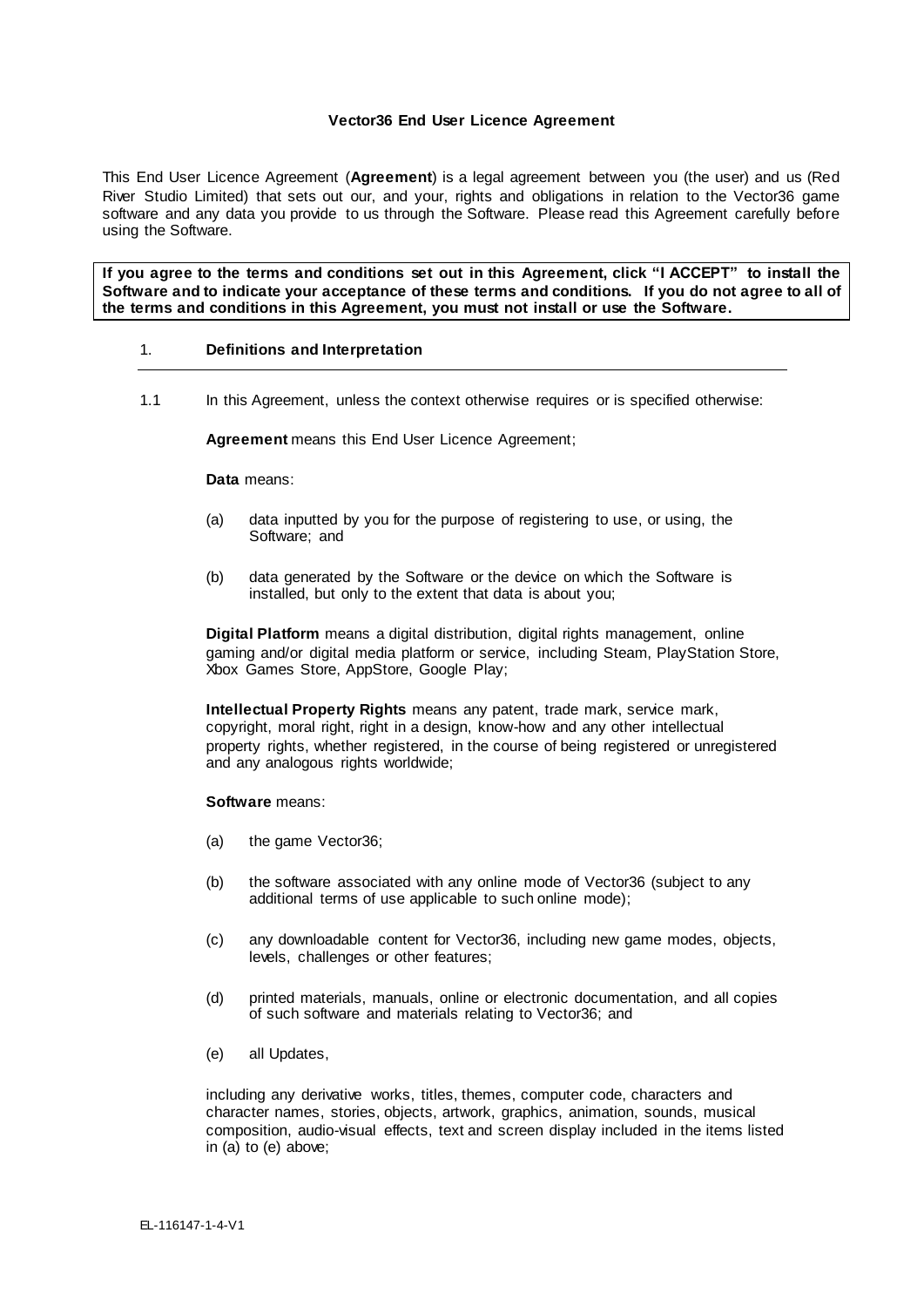# Vector36 End User Licence Agreement

This End User Licence Agreement (**Agreement**) is a legal agreement between you (the user) and us (Red River Studio Limited) that sets out our, and your, rights and obligations in relation to the Vector36 game software and any data you provide to us through the Software. Please read this Agreement carefully before using the Software.

**If you agree to the terms and conditions set out in this Agreement, click "I ACCEPT" to install the Software and to indicate your acceptance of these terms and conditions. If you do not agree to all of the terms and conditions in this Agreement, you must not install or use the Software.**

## 1. Definitions and Interpretation

1.1 In this Agreement, unless the context otherwise requires or is specified otherwise:

**Agreement** means this End User Licence Agreement;

**Data** means:

(a) data inputted by you for the purpose of registering to use, or using, the Software; and

(b) data generated by the Software or the device on which the Software is installed, but only to the extent that data is about you;

**Digital Platform** means a digital distribution, digital rights management, online gaming and/or digital media platform or service, including Steam, PlayStation Store, Xbox Games Store, AppStore, Google Play;

**Intellectual Property Rights** means any patent, trade mark, service mark, copyright, moral right, right in a design, know-how and any other intellectual property rights, whether registered, in the course of being registered or unregistered and any analogous rights worldwide;

**Software** means:

(a) the game Vector36;

(b) the software associated with any online mode of Vector36 (subject to any additional terms of use applicable to such online mode);

(c) any downloadable content for Vector36, including new game modes, objects, levels, challenges or other features;

(d) printed materials, manuals, online or electronic documentation, and all copies of such software and materials relating to Vector36; and

(e) all Updates,

including any derivative works, titles, themes, computer code, characters and character names, stories, objects, artwork, graphics, animation, sounds, musical composition, audio-visual effects, text and screen display included in the items listed in (a) to (e) above;

EL-116147-1-4-V1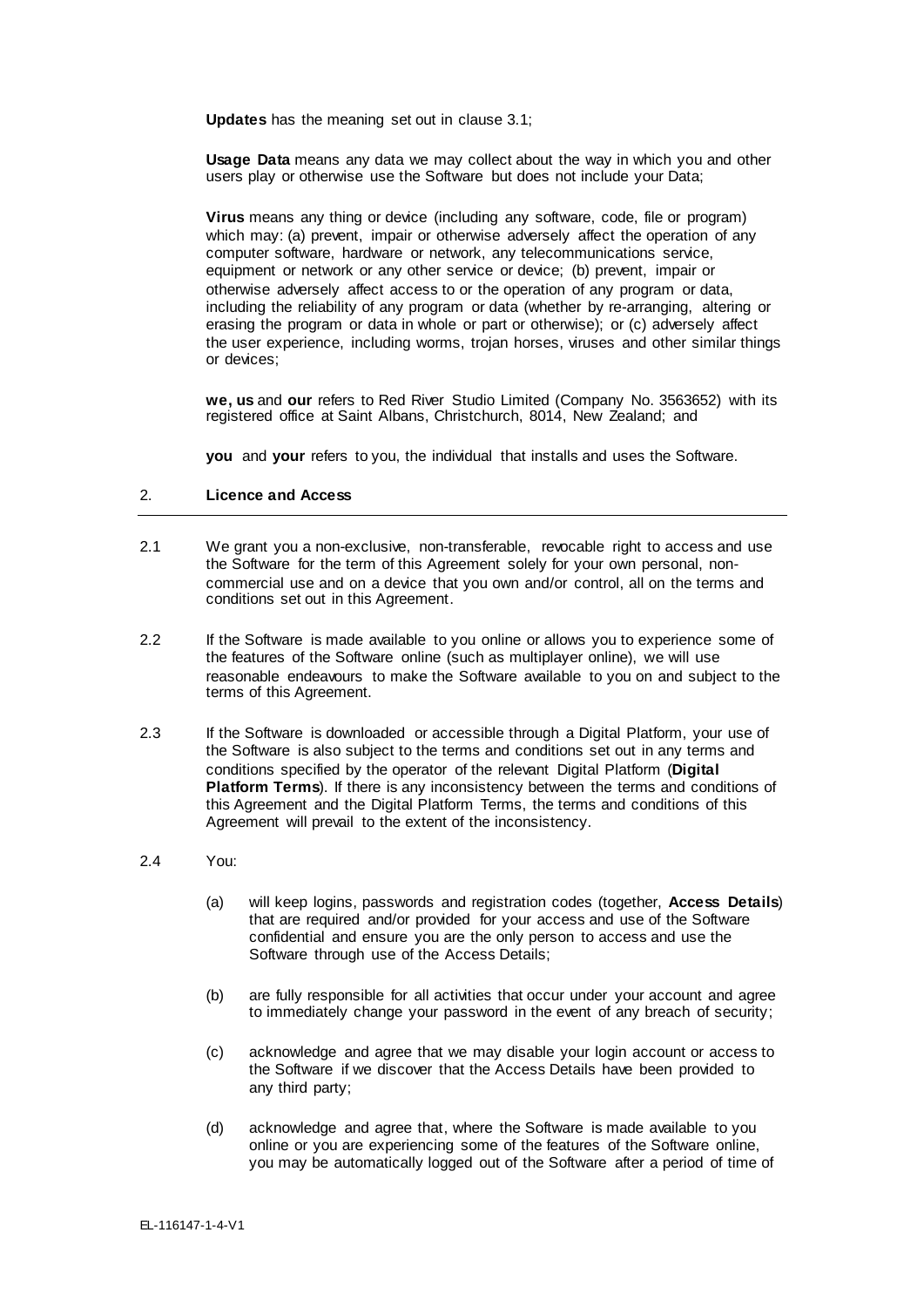**Updates** has the meaning set out in clause 3.1;

**Usage Data** means any data we may collect about the way in which you and other users play or otherwise use the Software but does not include your Data;

**Virus** means any thing or device (including any software, code, file or program) which may: (a) prevent, impair or otherwise adversely affect the operation of any computer software, hardware or network, any telecommunications service, equipment or network or any other service or device; (b) prevent, impair or otherwise adversely affect access to or the operation of any program or data, including the reliability of any program or data (whether by re-arranging, altering or erasing the program or data in whole or part or otherwise); or (c) adversely affect the user experience, including worms, trojan horses, viruses and other similar things or devices;

**we, us** and **our** refers to Red River Studio Limited (Company No. 3563652) with its registered office at Saint Albans, Christchurch, 8014, New Zealand; and

**you** and **your** refers to you, the individual that installs and uses the Software.

## 2. Licence and Access

2.1 We grant you a non-exclusive, non-transferable, revocable right to access and use the Software for the term of this Agreement solely for your own personal, non-commercial use and on a device that you own and/or control, all on the terms and conditions set out in this Agreement.

2.2 If the Software is made available to you online or allows you to experience some of the features of the Software online (such as multiplayer online), we will use reasonable endeavours to make the Software available to you on and subject to the terms of this Agreement.

2.3 If the Software is downloaded or accessible through a Digital Platform, your use of the Software is also subject to the terms and conditions set out in any terms and conditions specified by the operator of the relevant Digital Platform (**Digital Platform Terms**). If there is any inconsistency between the terms and conditions of this Agreement and the Digital Platform Terms, the terms and conditions of this Agreement will prevail to the extent of the inconsistency.

2.4 You:

(a) will keep logins, passwords and registration codes (together, **Access Details**) that are required and/or provided for your access and use of the Software confidential and ensure you are the only person to access and use the Software through use of the Access Details;

(b) are fully responsible for all activities that occur under your account and agree to immediately change your password in the event of any breach of security;

(c) acknowledge and agree that we may disable your login account or access to the Software if we discover that the Access Details have been provided to any third party;

(d) acknowledge and agree that, where the Software is made available to you online or you are experiencing some of the features of the Software online, you may be automatically logged out of the Software after a period of time of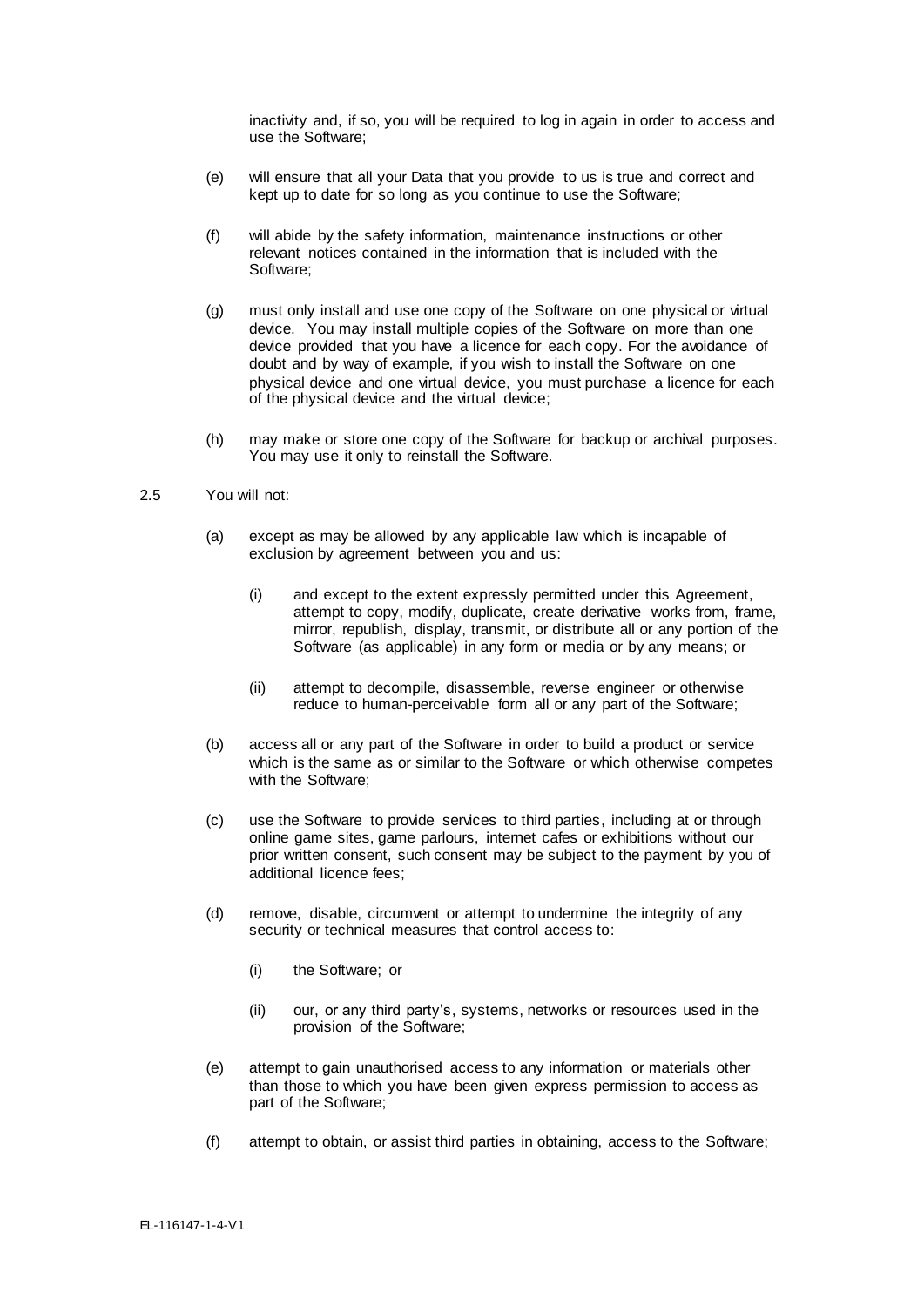inactivity and, if so, you will be required to log in again in order to access and use the Software;

(e) will ensure that all your Data that you provide to us is true and correct and kept up to date for so long as you continue to use the Software;

(f) will abide by the safety information, maintenance instructions or other relevant notices contained in the information that is included with the Software;

(g) must only install and use one copy of the Software on one physical or virtual device. You may install multiple copies of the Software on more than one device provided that you have a licence for each copy. For the avoidance of doubt and by way of example, if you wish to install the Software on one physical device and one virtual device, you must purchase a licence for each of the physical device and the virtual device;

(h) may make or store one copy of the Software for backup or archival purposes. You may use it only to reinstall the Software.

2.5 You will not:

(a) except as may be allowed by any applicable law which is incapable of exclusion by agreement between you and us:

  (i) and except to the extent expressly permitted under this Agreement, attempt to copy, modify, duplicate, create derivative works from, frame, mirror, republish, display, transmit, or distribute all or any portion of the Software (as applicable) in any form or media or by any means; or

  (ii) attempt to decompile, disassemble, reverse engineer or otherwise reduce to human-perceivable form all or any part of the Software;

(b) access all or any part of the Software in order to build a product or service which is the same as or similar to the Software or which otherwise competes with the Software;

(c) use the Software to provide services to third parties, including at or through online game sites, game parlours, internet cafes or exhibitions without our prior written consent, such consent may be subject to the payment by you of additional licence fees;

(d) remove, disable, circumvent or attempt to undermine the integrity of any security or technical measures that control access to:

  (i) the Software; or

  (ii) our, or any third party's, systems, networks or resources used in the provision of the Software;

(e) attempt to gain unauthorised access to any information or materials other than those to which you have been given express permission to access as part of the Software;

(f) attempt to obtain, or assist third parties in obtaining, access to the Software;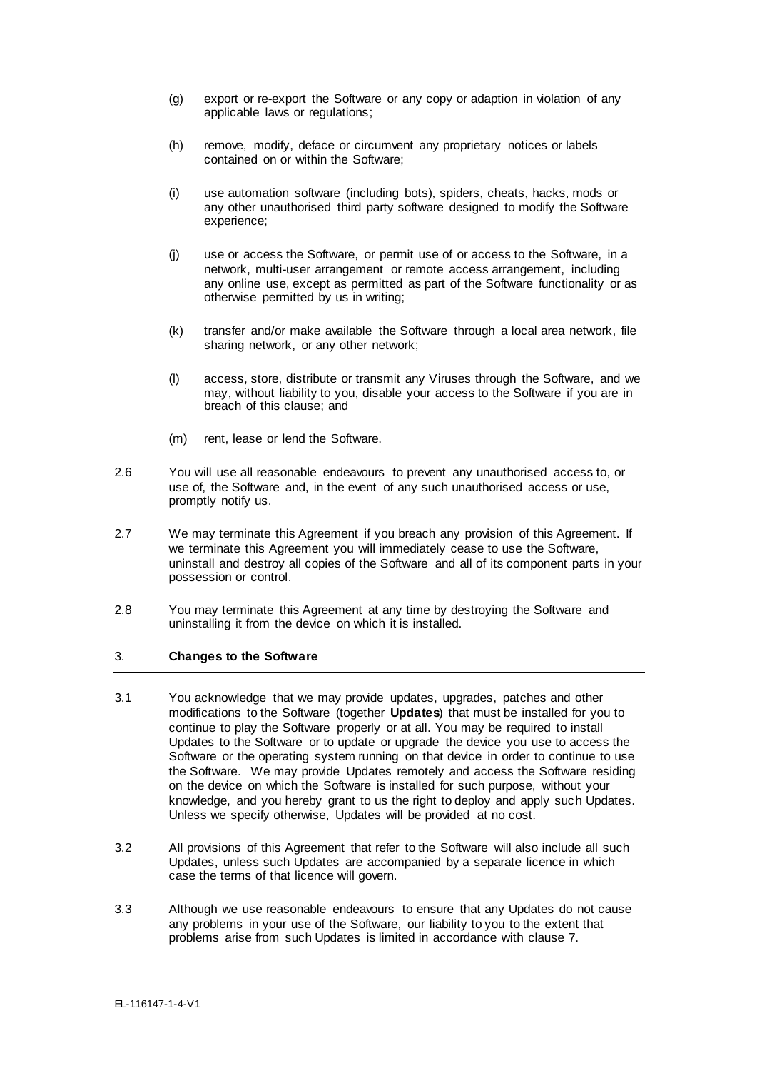(g) export or re-export the Software or any copy or adaption in violation of any applicable laws or regulations;

(h) remove, modify, deface or circumvent any proprietary notices or labels contained on or within the Software;

(i) use automation software (including bots), spiders, cheats, hacks, mods or any other unauthorised third party software designed to modify the Software experience;

(j) use or access the Software, or permit use of or access to the Software, in a network, multi-user arrangement or remote access arrangement, including any online use, except as permitted as part of the Software functionality or as otherwise permitted by us in writing;

(k) transfer and/or make available the Software through a local area network, file sharing network, or any other network;

(l) access, store, distribute or transmit any Viruses through the Software, and we may, without liability to you, disable your access to the Software if you are in breach of this clause; and

(m) rent, lease or lend the Software.

2.6 You will use all reasonable endeavours to prevent any unauthorised access to, or use of, the Software and, in the event of any such unauthorised access or use, promptly notify us.

2.7 We may terminate this Agreement if you breach any provision of this Agreement. If we terminate this Agreement you will immediately cease to use the Software, uninstall and destroy all copies of the Software and all of its component parts in your possession or control.

2.8 You may terminate this Agreement at any time by destroying the Software and uninstalling it from the device on which it is installed.

## 3. **Changes to the Software**

3.1 You acknowledge that we may provide updates, upgrades, patches and other modifications to the Software (together **Updates**) that must be installed for you to continue to play the Software properly or at all. You may be required to install Updates to the Software or to update or upgrade the device you use to access the Software or the operating system running on that device in order to continue to use the Software. We may provide Updates remotely and access the Software residing on the device on which the Software is installed for such purpose, without your knowledge, and you hereby grant to us the right to deploy and apply such Updates. Unless we specify otherwise, Updates will be provided at no cost.

3.2 All provisions of this Agreement that refer to the Software will also include all such Updates, unless such Updates are accompanied by a separate licence in which case the terms of that licence will govern.

3.3 Although we use reasonable endeavours to ensure that any Updates do not cause any problems in your use of the Software, our liability to you to the extent that problems arise from such Updates is limited in accordance with clause 7.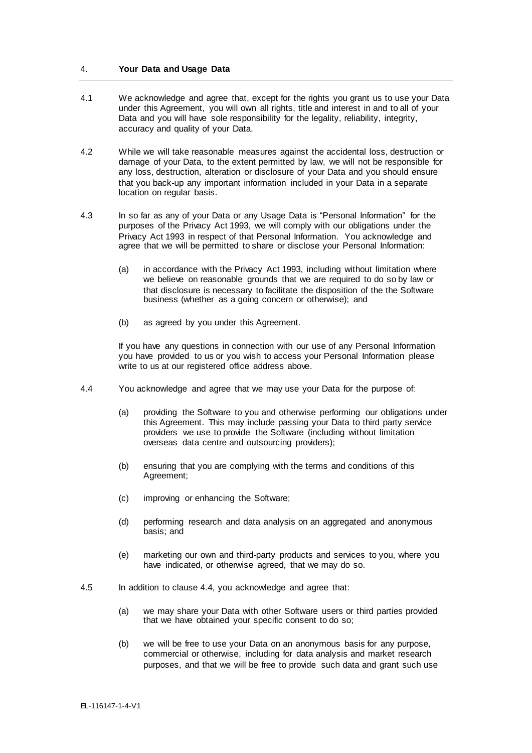## 4. **Your Data and Usage Data**

4.1 We acknowledge and agree that, except for the rights you grant us to use your Data under this Agreement, you will own all rights, title and interest in and to all of your Data and you will have sole responsibility for the legality, reliability, integrity, accuracy and quality of your Data.

4.2 While we will take reasonable measures against the accidental loss, destruction or damage of your Data, to the extent permitted by law, we will not be responsible for any loss, destruction, alteration or disclosure of your Data and you should ensure that you back-up any important information included in your Data in a separate location on regular basis.

4.3 In so far as any of your Data or any Usage Data is "Personal Information" for the purposes of the Privacy Act 1993, we will comply with our obligations under the Privacy Act 1993 in respect of that Personal Information. You acknowledge and agree that we will be permitted to share or disclose your Personal Information:

(a) in accordance with the Privacy Act 1993, including without limitation where we believe on reasonable grounds that we are required to do so by law or that disclosure is necessary to facilitate the disposition of the the Software business (whether as a going concern or otherwise); and

(b) as agreed by you under this Agreement.

If you have any questions in connection with our use of any Personal Information you have provided to us or you wish to access your Personal Information please write to us at our registered office address above.

4.4 You acknowledge and agree that we may use your Data for the purpose of:

(a) providing the Software to you and otherwise performing our obligations under this Agreement. This may include passing your Data to third party service providers we use to provide the Software (including without limitation overseas data centre and outsourcing providers);

(b) ensuring that you are complying with the terms and conditions of this Agreement;

(c) improving or enhancing the Software;

(d) performing research and data analysis on an aggregated and anonymous basis; and

(e) marketing our own and third-party products and services to you, where you have indicated, or otherwise agreed, that we may do so.

4.5 In addition to clause 4.4, you acknowledge and agree that:

(a) we may share your Data with other Software users or third parties provided that we have obtained your specific consent to do so;

(b) we will be free to use your Data on an anonymous basis for any purpose, commercial or otherwise, including for data analysis and market research purposes, and that we will be free to provide such data and grant such use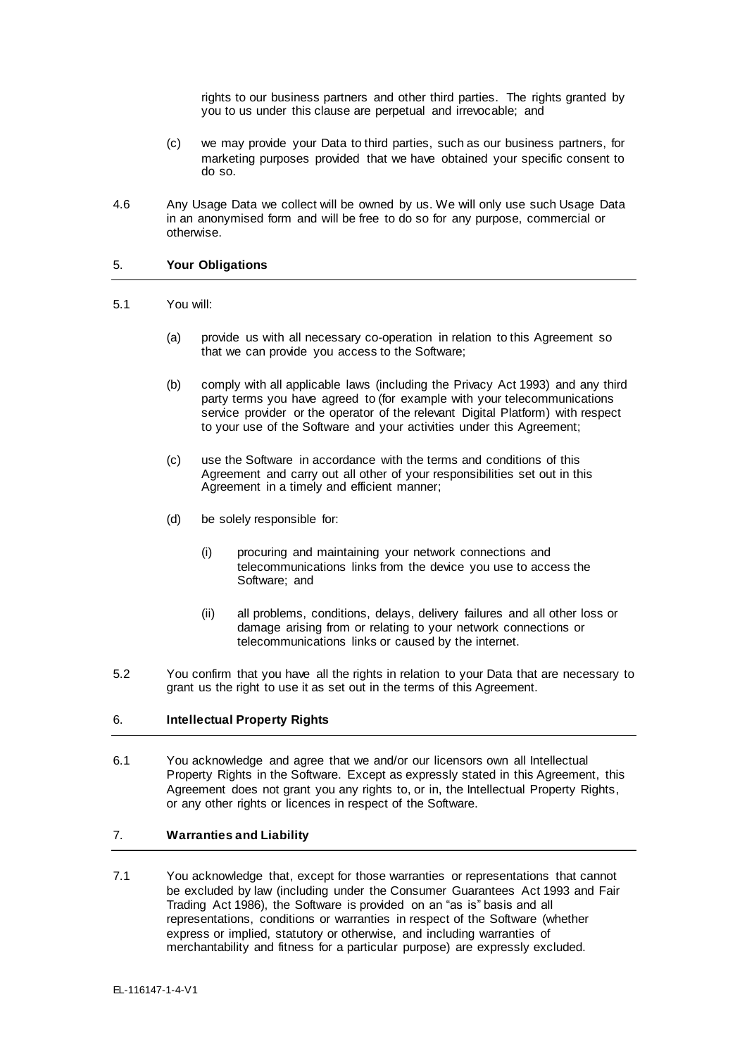rights to our business partners and other third parties. The rights granted by you to us under this clause are perpetual and irrevocable; and

(c) we may provide your Data to third parties, such as our business partners, for marketing purposes provided that we have obtained your specific consent to do so.

4.6 Any Usage Data we collect will be owned by us. We will only use such Usage Data in an anonymised form and will be free to do so for any purpose, commercial or otherwise.

## 5. **Your Obligations**

5.1 You will:

(a) provide us with all necessary co-operation in relation to this Agreement so that we can provide you access to the Software;

(b) comply with all applicable laws (including the Privacy Act 1993) and any third party terms you have agreed to (for example with your telecommunications service provider or the operator of the relevant Digital Platform) with respect to your use of the Software and your activities under this Agreement;

(c) use the Software in accordance with the terms and conditions of this Agreement and carry out all other of your responsibilities set out in this Agreement in a timely and efficient manner;

(d) be solely responsible for:

(i) procuring and maintaining your network connections and telecommunications links from the device you use to access the Software; and

(ii) all problems, conditions, delays, delivery failures and all other loss or damage arising from or relating to your network connections or telecommunications links or caused by the internet.

5.2 You confirm that you have all the rights in relation to your Data that are necessary to grant us the right to use it as set out in the terms of this Agreement.

## 6. **Intellectual Property Rights**

6.1 You acknowledge and agree that we and/or our licensors own all Intellectual Property Rights in the Software. Except as expressly stated in this Agreement, this Agreement does not grant you any rights to, or in, the Intellectual Property Rights, or any other rights or licences in respect of the Software.

## 7. **Warranties and Liability**

7.1 You acknowledge that, except for those warranties or representations that cannot be excluded by law (including under the Consumer Guarantees Act 1993 and Fair Trading Act 1986), the Software is provided on an "as is" basis and all representations, conditions or warranties in respect of the Software (whether express or implied, statutory or otherwise, and including warranties of merchantability and fitness for a particular purpose) are expressly excluded.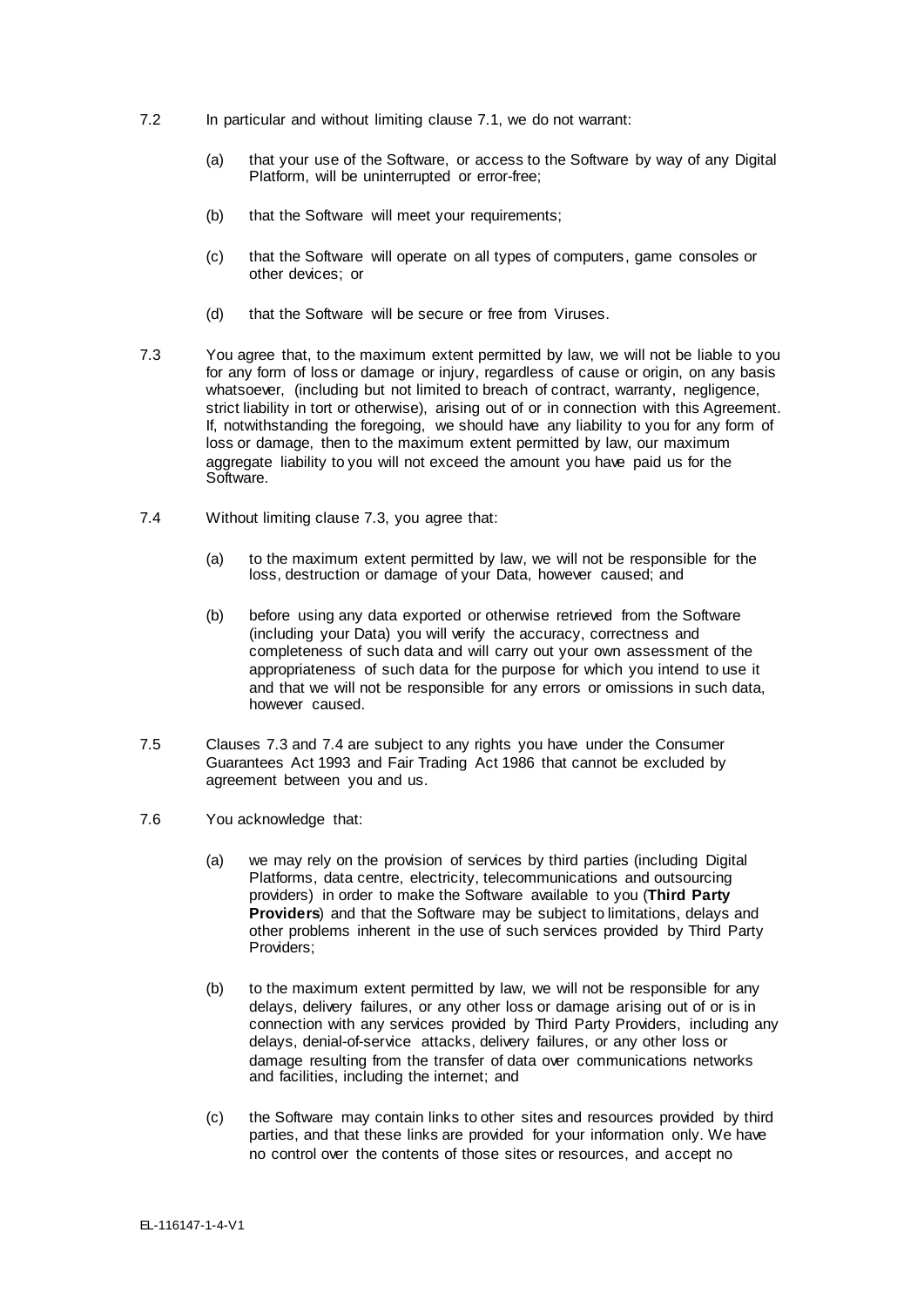7.2 In particular and without limiting clause 7.1, we do not warrant:

(a) that your use of the Software, or access to the Software by way of any Digital Platform, will be uninterrupted or error-free;

(b) that the Software will meet your requirements;

(c) that the Software will operate on all types of computers, game consoles or other devices; or

(d) that the Software will be secure or free from Viruses.

7.3 You agree that, to the maximum extent permitted by law, we will not be liable to you for any form of loss or damage or injury, regardless of cause or origin, on any basis whatsoever, (including but not limited to breach of contract, warranty, negligence, strict liability in tort or otherwise), arising out of or in connection with this Agreement. If, notwithstanding the foregoing, we should have any liability to you for any form of loss or damage, then to the maximum extent permitted by law, our maximum aggregate liability to you will not exceed the amount you have paid us for the Software.

7.4 Without limiting clause 7.3, you agree that:

(a) to the maximum extent permitted by law, we will not be responsible for the loss, destruction or damage of your Data, however caused; and

(b) before using any data exported or otherwise retrieved from the Software (including your Data) you will verify the accuracy, correctness and completeness of such data and will carry out your own assessment of the appropriateness of such data for the purpose for which you intend to use it and that we will not be responsible for any errors or omissions in such data, however caused.

7.5 Clauses 7.3 and 7.4 are subject to any rights you have under the Consumer Guarantees Act 1993 and Fair Trading Act 1986 that cannot be excluded by agreement between you and us.

7.6 You acknowledge that:

(a) we may rely on the provision of services by third parties (including Digital Platforms, data centre, electricity, telecommunications and outsourcing providers) in order to make the Software available to you (**Third Party Providers**) and that the Software may be subject to limitations, delays and other problems inherent in the use of such services provided by Third Party Providers;

(b) to the maximum extent permitted by law, we will not be responsible for any delays, delivery failures, or any other loss or damage arising out of or is in connection with any services provided by Third Party Providers, including any delays, denial-of-service attacks, delivery failures, or any other loss or damage resulting from the transfer of data over communications networks and facilities, including the internet; and

(c) the Software may contain links to other sites and resources provided by third parties, and that these links are provided for your information only. We have no control over the contents of those sites or resources, and accept no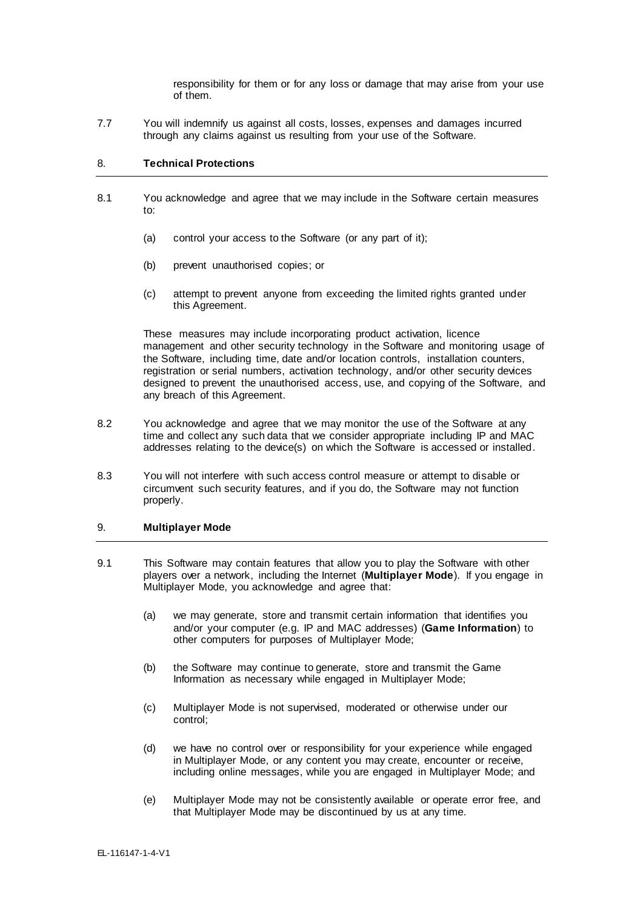responsibility for them or for any loss or damage that may arise from your use of them.

7.7 You will indemnify us against all costs, losses, expenses and damages incurred through any claims against us resulting from your use of the Software.

## 8. **Technical Protections**

8.1 You acknowledge and agree that we may include in the Software certain measures to:

(a) control your access to the Software (or any part of it);

(b) prevent unauthorised copies; or

(c) attempt to prevent anyone from exceeding the limited rights granted under this Agreement.

These measures may include incorporating product activation, licence management and other security technology in the Software and monitoring usage of the Software, including time, date and/or location controls, installation counters, registration or serial numbers, activation technology, and/or other security devices designed to prevent the unauthorised access, use, and copying of the Software, and any breach of this Agreement.

8.2 You acknowledge and agree that we may monitor the use of the Software at any time and collect any such data that we consider appropriate including IP and MAC addresses relating to the device(s) on which the Software is accessed or installed.

8.3 You will not interfere with such access control measure or attempt to disable or circumvent such security features, and if you do, the Software may not function properly.

## 9. **Multiplayer Mode**

9.1 This Software may contain features that allow you to play the Software with other players over a network, including the Internet (**Multiplayer Mode**). If you engage in Multiplayer Mode, you acknowledge and agree that:

(a) we may generate, store and transmit certain information that identifies you and/or your computer (e.g. IP and MAC addresses) (**Game Information**) to other computers for purposes of Multiplayer Mode;

(b) the Software may continue to generate, store and transmit the Game Information as necessary while engaged in Multiplayer Mode;

(c) Multiplayer Mode is not supervised, moderated or otherwise under our control;

(d) we have no control over or responsibility for your experience while engaged in Multiplayer Mode, or any content you may create, encounter or receive, including online messages, while you are engaged in Multiplayer Mode; and

(e) Multiplayer Mode may not be consistently available or operate error free, and that Multiplayer Mode may be discontinued by us at any time.

EL-116147-1-4-V1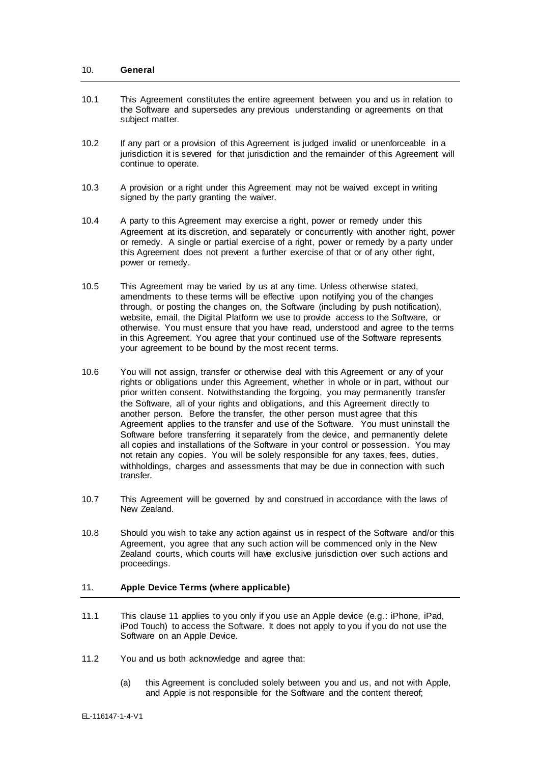## 10. General

10.1 This Agreement constitutes the entire agreement between you and us in relation to the Software and supersedes any previous understanding or agreements on that subject matter.

10.2 If any part or a provision of this Agreement is judged invalid or unenforceable in a jurisdiction it is severed for that jurisdiction and the remainder of this Agreement will continue to operate.

10.3 A provision or a right under this Agreement may not be waived except in writing signed by the party granting the waiver.

10.4 A party to this Agreement may exercise a right, power or remedy under this Agreement at its discretion, and separately or concurrently with another right, power or remedy. A single or partial exercise of a right, power or remedy by a party under this Agreement does not prevent a further exercise of that or of any other right, power or remedy.

10.5 This Agreement may be varied by us at any time. Unless otherwise stated, amendments to these terms will be effective upon notifying you of the changes through, or posting the changes on, the Software (including by push notification), website, email, the Digital Platform we use to provide access to the Software, or otherwise. You must ensure that you have read, understood and agree to the terms in this Agreement. You agree that your continued use of the Software represents your agreement to be bound by the most recent terms.

10.6 You will not assign, transfer or otherwise deal with this Agreement or any of your rights or obligations under this Agreement, whether in whole or in part, without our prior written consent. Notwithstanding the forgoing, you may permanently transfer the Software, all of your rights and obligations, and this Agreement directly to another person. Before the transfer, the other person must agree that this Agreement applies to the transfer and use of the Software. You must uninstall the Software before transferring it separately from the device, and permanently delete all copies and installations of the Software in your control or possession. You may not retain any copies. You will be solely responsible for any taxes, fees, duties, withholdings, charges and assessments that may be due in connection with such transfer.

10.7 This Agreement will be governed by and construed in accordance with the laws of New Zealand.

10.8 Should you wish to take any action against us in respect of the Software and/or this Agreement, you agree that any such action will be commenced only in the New Zealand courts, which courts will have exclusive jurisdiction over such actions and proceedings.

## 11. Apple Device Terms (where applicable)

11.1 This clause 11 applies to you only if you use an Apple device (e.g.: iPhone, iPad, iPod Touch) to access the Software. It does not apply to you if you do not use the Software on an Apple Device.

11.2 You and us both acknowledge and agree that:

(a) this Agreement is concluded solely between you and us, and not with Apple, and Apple is not responsible for the Software and the content thereof;

EL-116147-1-4-V1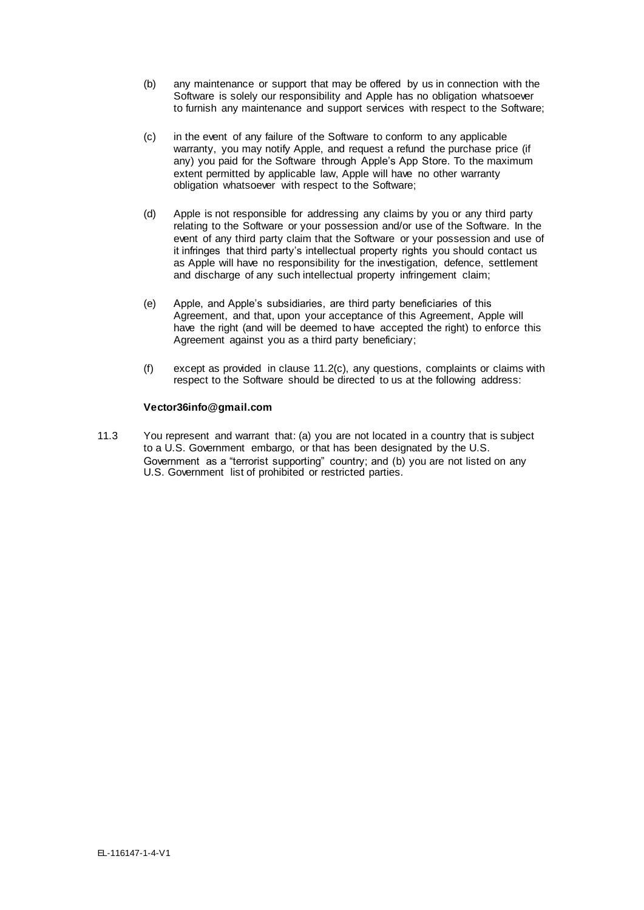(b) any maintenance or support that may be offered by us in connection with the Software is solely our responsibility and Apple has no obligation whatsoever to furnish any maintenance and support services with respect to the Software;

(c) in the event of any failure of the Software to conform to any applicable warranty, you may notify Apple, and request a refund the purchase price (if any) you paid for the Software through Apple's App Store. To the maximum extent permitted by applicable law, Apple will have no other warranty obligation whatsoever with respect to the Software;

(d) Apple is not responsible for addressing any claims by you or any third party relating to the Software or your possession and/or use of the Software. In the event of any third party claim that the Software or your possession and use of it infringes that third party's intellectual property rights you should contact us as Apple will have no responsibility for the investigation, defence, settlement and discharge of any such intellectual property infringement claim;

(e) Apple, and Apple's subsidiaries, are third party beneficiaries of this Agreement, and that, upon your acceptance of this Agreement, Apple will have the right (and will be deemed to have accepted the right) to enforce this Agreement against you as a third party beneficiary;

(f) except as provided in clause 11.2(c), any questions, complaints or claims with respect to the Software should be directed to us at the following address:

**Vector36info@gmail.com**

11.3 You represent and warrant that: (a) you are not located in a country that is subject to a U.S. Government embargo, or that has been designated by the U.S. Government as a "terrorist supporting" country; and (b) you are not listed on any U.S. Government list of prohibited or restricted parties.